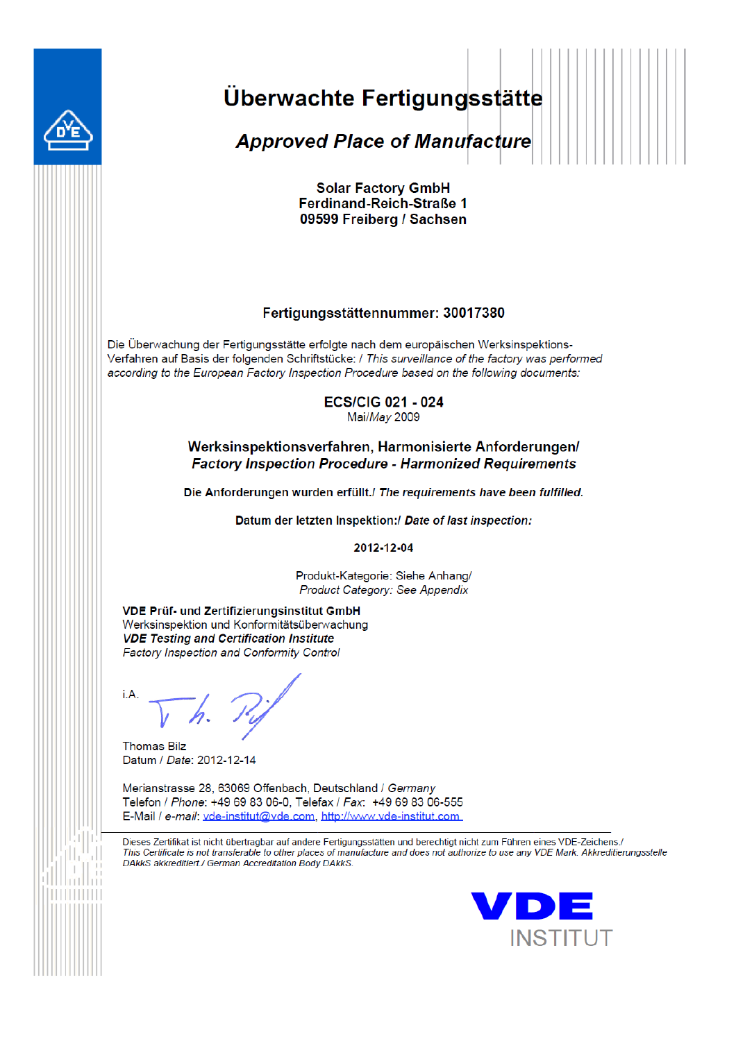# Überwachte Fertigungsstätte

## *Approved Place of Manufacture*

**Solar Factory GmbH**
**Ferdinand-Reich-Straße 1**
**09599 Freiberg / Sachsen**

**Fertigungsstättennummer: 30017380**

Die Überwachung der Fertigungsstätte erfolgte nach dem europäischen Werksinspektions-Verfahren auf Basis der folgenden Schriftstücke: / *This surveillance of the factory was performed according to the European Factory Inspection Procedure based on the following documents:*

**ECS/CIG 021 - 024**
Mai/*May* 2009

**Werksinspektionsverfahren, Harmonisierte Anforderungen/**
***Factory Inspection Procedure - Harmonized Requirements***

**Die Anforderungen wurden erfüllt./ *The requirements have been fulfilled.***

**Datum der letzten Inspektion:/ *Date of last inspection:***

**2012-12-04**

Produkt-Kategorie: Siehe Anhang/
*Product Category: See Appendix*

**VDE Prüf- und Zertifizierungsinstitut GmbH**
Werksinspektion und Konformitätsüberwachung
***VDE Testing and Certification Institute***
*Factory Inspection and Conformity Control*

i.A.

Thomas Bilz
Datum / *Date*: 2012-12-14

Merianstrasse 28, 63069 Offenbach, Deutschland / *Germany*
Telefon / *Phone*: +49 69 83 06-0, Telefax / *Fax*: +49 69 83 06-555
E-Mail / *e-mail*: vde-institut@vde.com, http://www.vde-institut.com

Dieses Zertifikat ist nicht übertragbar auf andere Fertigungsstätten und berechtigt nicht zum Führen eines VDE-Zeichens./
*This Certificate is not transferable to other places of manufacture and does not authorize to use any VDE Mark.* Akkreditierungsstelle DAkkS akkreditiert / *German Accreditation Body DAkkS.*

VDE INSTITUT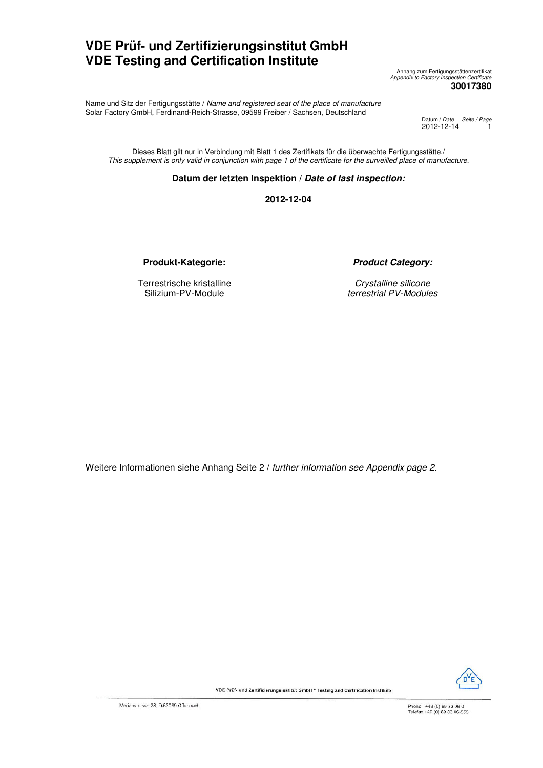# VDE Prüf- und Zertifizierungsinstitut GmbH
# VDE Testing and Certification Institute

Anhang zum Fertigungsstättenzertifikat
*Appendix to Factory Inspection Certificate*
**30017380**

Name und Sitz der Fertigungsstätte / *Name and registered seat of the place of manufacture*
Solar Factory GmbH, Ferdinand-Reich-Strasse, 09599 Freiber / Sachsen, Deutschland

Datum / *Date* Seite / *Page*
2012-12-14 1

Dieses Blatt gilt nur in Verbindung mit Blatt 1 des Zertifikats für die überwachte Fertigungsstätte./
*This supplement is only valid in conjunction with page 1 of the certificate for the surveilled place of manufacture.*

**Datum der letzten Inspektion / *Date of last inspection:***

**2012-12-04**

| **Produkt-Kategorie:** | ***Product Category:*** |
|---|---|
| Terrestrische kristalline Silizium-PV-Module | *Crystalline silicone terrestrial PV-Modules* |

Weitere Informationen siehe Anhang Seite 2 / *further information see Appendix page 2.*

VDE Prüf- und Zertifizierungsinstitut GmbH * Testing and Certification Institute

Merianstrasse 28, D-63069 Offenbach

Phone +49 (0) 69 83 06-0
Telefax +49 (0) 69 83 06-555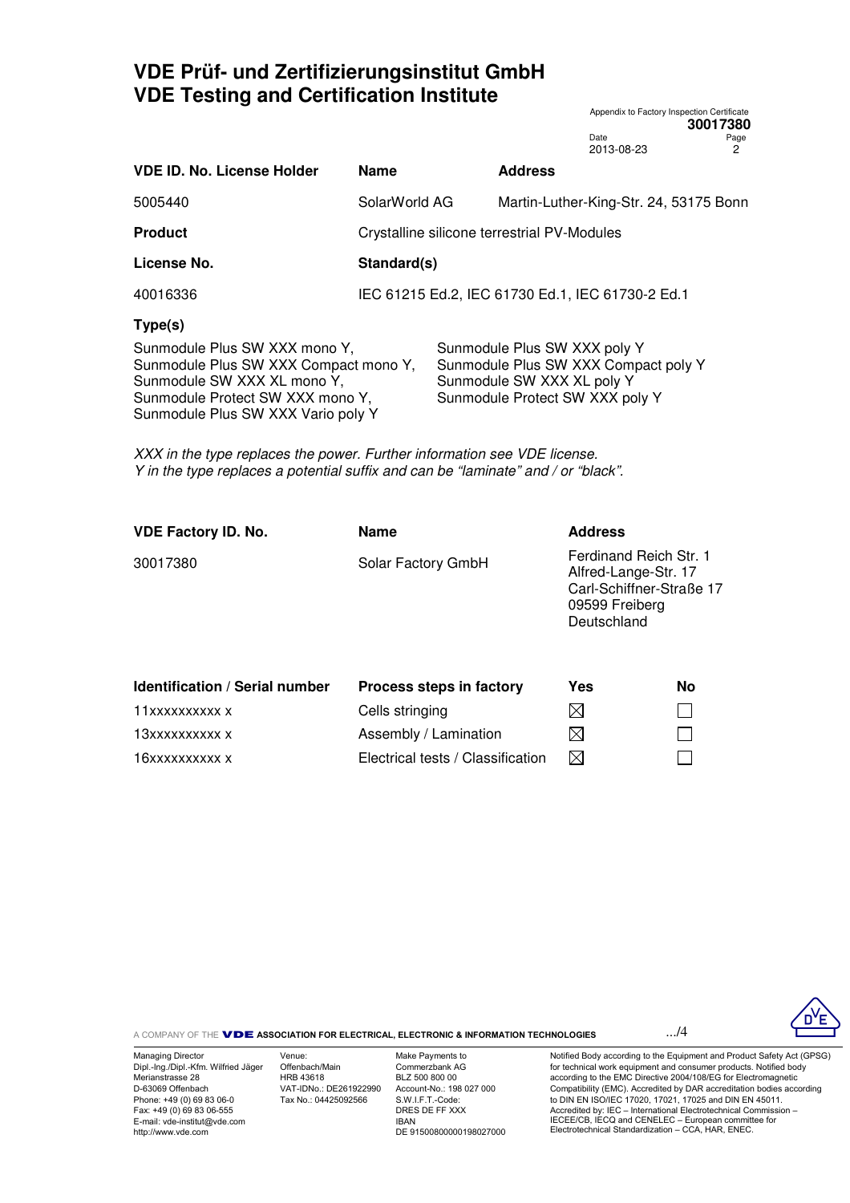## VDE Prüf- und Zertifizierungsinstitut GmbH
## VDE Testing and Certification Institute

Appendix to Factory Inspection Certificate **30017380**

Date 2013-08-23 Page 2

| VDE ID. No. License Holder | Name | Address |
|---|---|---|
| 5005440 | SolarWorld AG | Martin-Luther-King-Str. 24, 53175 Bonn |

**Product** Crystalline silicone terrestrial PV-Modules

| License No. | Standard(s) |
|---|---|
| 40016336 | IEC 61215 Ed.2, IEC 61730 Ed.1, IEC 61730-2 Ed.1 |

**Type(s)**

Sunmodule Plus SW XXX mono Y,
Sunmodule Plus SW XXX Compact mono Y,
Sunmodule SW XXX XL mono Y,
Sunmodule Protect SW XXX mono Y,
Sunmodule Plus SW XXX Vario poly Y
Sunmodule Plus SW XXX poly Y
Sunmodule Plus SW XXX Compact poly Y
Sunmodule SW XXX XL poly Y
Sunmodule Protect SW XXX poly Y

*XXX in the type replaces the power. Further information see VDE license.*
*Y in the type replaces a potential suffix and can be "laminate" and / or "black".*

| VDE Factory ID. No. | Name | Address |
|---|---|---|
| 30017380 | Solar Factory GmbH | Ferdinand Reich Str. 1<br>Alfred-Lange-Str. 17<br>Carl-Schiffner-Straße 17<br>09599 Freiberg<br>Deutschland |

| Identification / Serial number | Process steps in factory | Yes | No |
|---|---|---|---|
| 11xxxxxxxxxx x | Cells stringing | ☒ | ☐ |
| 13xxxxxxxxxx x | Assembly / Lamination | ☒ | ☐ |
| 16xxxxxxxxxx x | Electrical tests / Classification | ☒ | ☐ |

.../4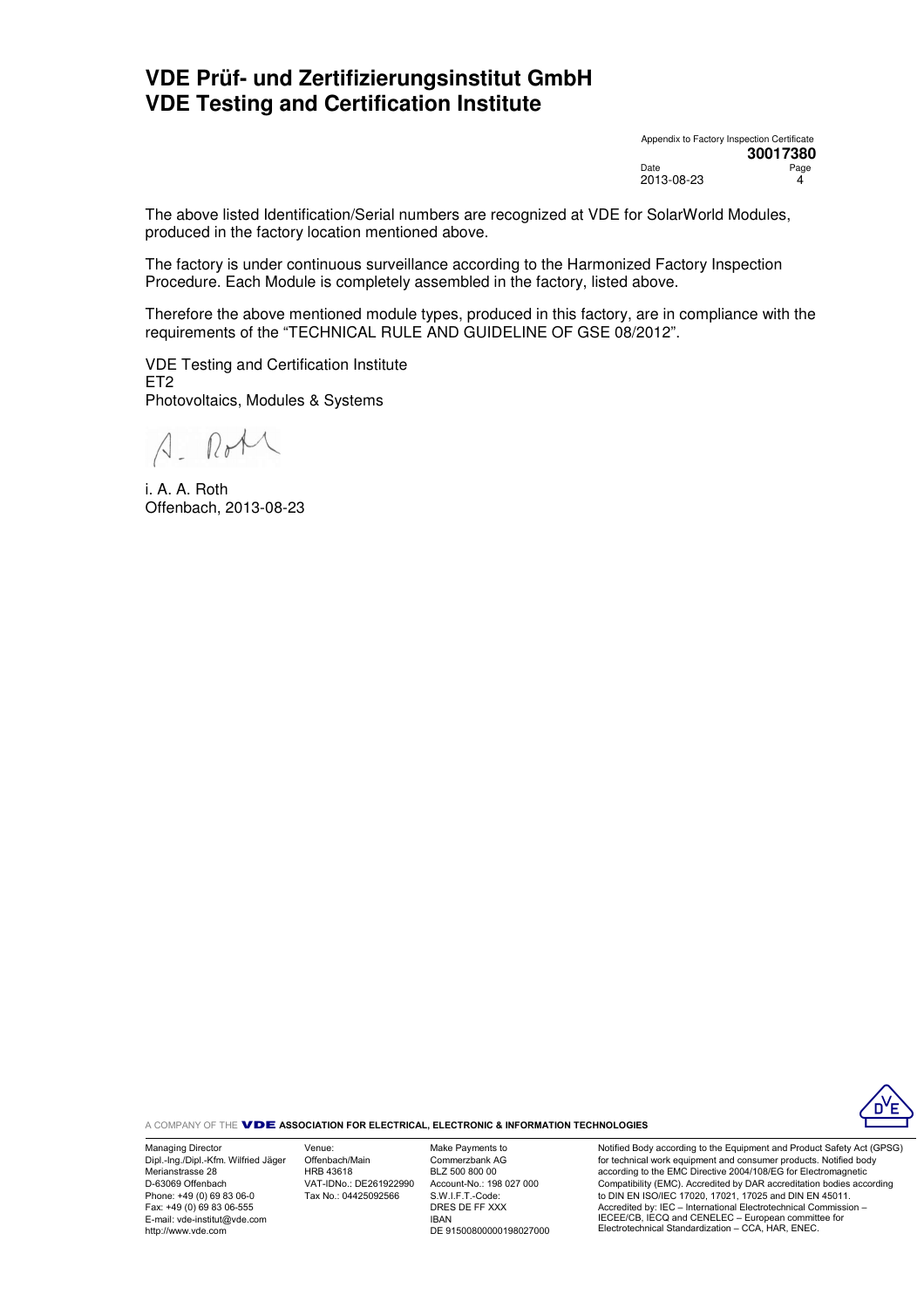# VDE Prüf- und Zertifizierungsinstitut GmbH
# VDE Testing and Certification Institute

Appendix to Factory Inspection Certificate
**30017380**
Date: 2013-08-23

The above listed Identification/Serial numbers are recognized at VDE for SolarWorld Modules, produced in the factory location mentioned above.

The factory is under continuous surveillance according to the Harmonized Factory Inspection Procedure. Each Module is completely assembled in the factory, listed above.

Therefore the above mentioned module types, produced in this factory, are in compliance with the requirements of the "TECHNICAL RULE AND GUIDELINE OF GSE 08/2012".

VDE Testing and Certification Institute
ET2
Photovoltaics, Modules & Systems

A. Roth

i. A. A. Roth
Offenbach, 2013-08-23

A COMPANY OF THE VDE ASSOCIATION FOR ELECTRICAL, ELECTRONIC & INFORMATION TECHNOLOGIES

Managing Director
Dipl.-Ing./Dipl.-Kfm. Wilfried Jäger
Merianstrasse 28
D-63069 Offenbach
Phone: +49 (0) 69 83 06-0
Fax: +49 (0) 69 83 06-555
E-mail: vde-institut@vde.com
http://www.vde.com

Venue:
Offenbach/Main
HRB 43618
VAT-IDNo.: DE261922990
Tax No.: 04425092566

Make Payments to
Commerzbank AG
BLZ 500 800 00
Account-No.: 198 027 000
S.W.I.F.T.-Code:
DRES DE FF XXX
IBAN
DE 91500800000198027000

Notified Body according to the Equipment and Product Safety Act (GPSG) for technical work equipment and consumer products. Notified body according to the EMC Directive 2004/108/EG for Electromagnetic Compatibility (EMC). Accredited by DAR accreditation bodies according to DIN EN ISO/IEC 17020, 17021, 17025 and DIN EN 45011. Accredited by: IEC – International Electrotechnical Commission – IECEE/CB, IECQ and CENELEC – European committee for Electrotechnical Standardization – CCA, HAR, ENEC.